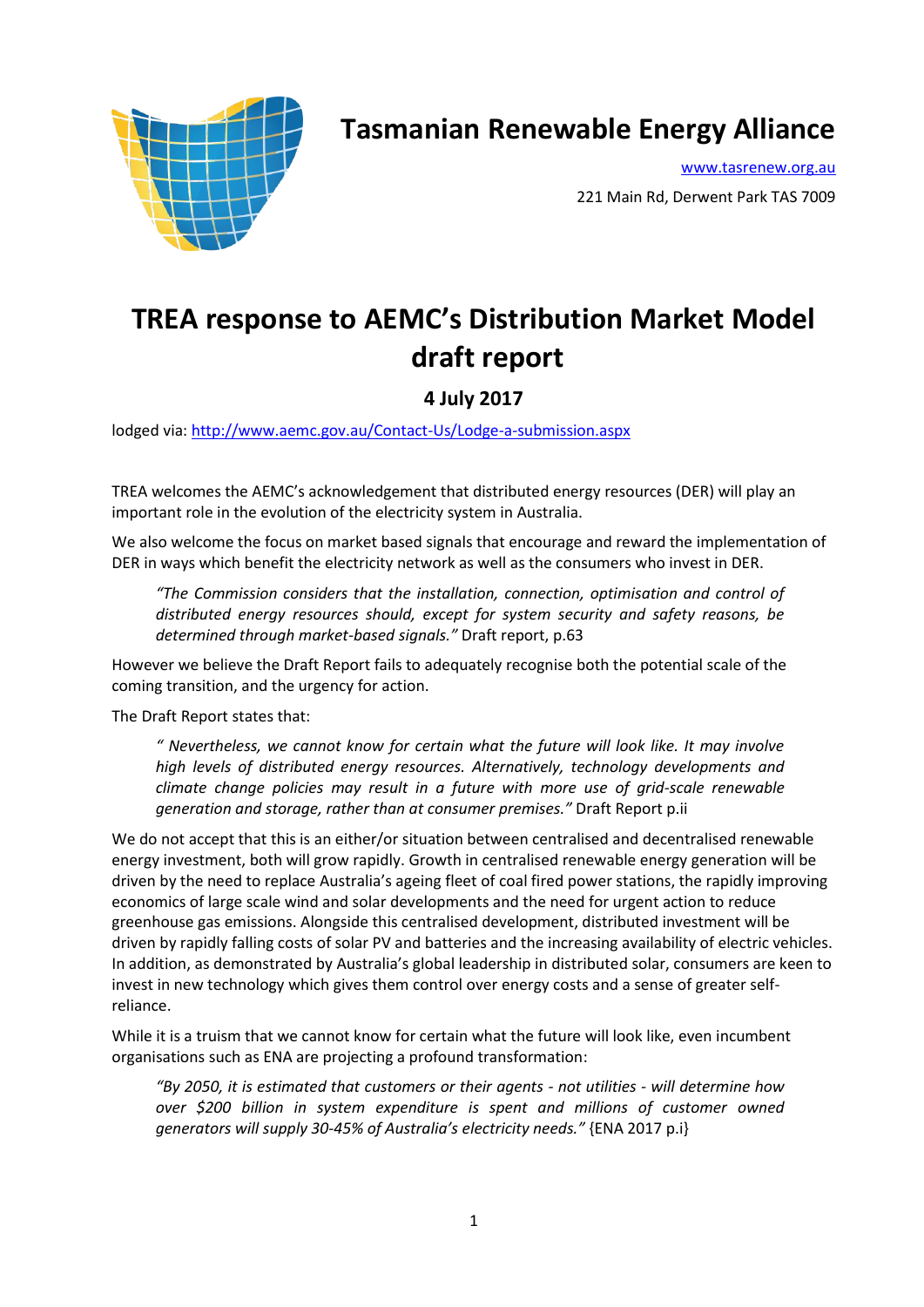# Tasmanian Renewable Energy Alliance

www.tasrenew.org.au

221 Main Rd, Derwent Park TAS 7009

# TREA response to AEMC's Distribution Market Model draft report

### 4 July 2017

lodged via: http://www.aemc.gov.au/Contact-Us/Lodge-a-submission.aspx

TREA welcomes the AEMC's acknowledgement that distributed energy resources (DER) will play an important role in the evolution of the electricity system in Australia.

We also welcome the focus on market based signals that encourage and reward the implementation of DER in ways which benefit the electricity network as well as the consumers who invest in DER.

> *"The Commission considers that the installation, connection, optimisation and control of distributed energy resources should, except for system security and safety reasons, be determined through market-based signals."* Draft report, p.63

However we believe the Draft Report fails to adequately recognise both the potential scale of the coming transition, and the urgency for action.

The Draft Report states that:

> *" Nevertheless, we cannot know for certain what the future will look like. It may involve high levels of distributed energy resources. Alternatively, technology developments and climate change policies may result in a future with more use of grid-scale renewable generation and storage, rather than at consumer premises."* Draft Report p.ii

We do not accept that this is an either/or situation between centralised and decentralised renewable energy investment, both will grow rapidly. Growth in centralised renewable energy generation will be driven by the need to replace Australia's ageing fleet of coal fired power stations, the rapidly improving economics of large scale wind and solar developments and the need for urgent action to reduce greenhouse gas emissions. Alongside this centralised development, distributed investment will be driven by rapidly falling costs of solar PV and batteries and the increasing availability of electric vehicles. In addition, as demonstrated by Australia's global leadership in distributed solar, consumers are keen to invest in new technology which gives them control over energy costs and a sense of greater self-reliance.

While it is a truism that we cannot know for certain what the future will look like, even incumbent organisations such as ENA are projecting a profound transformation:

> *"By 2050, it is estimated that customers or their agents - not utilities - will determine how over $200 billion in system expenditure is spent and millions of customer owned generators will supply 30-45% of Australia's electricity needs."* {ENA 2017 p.i}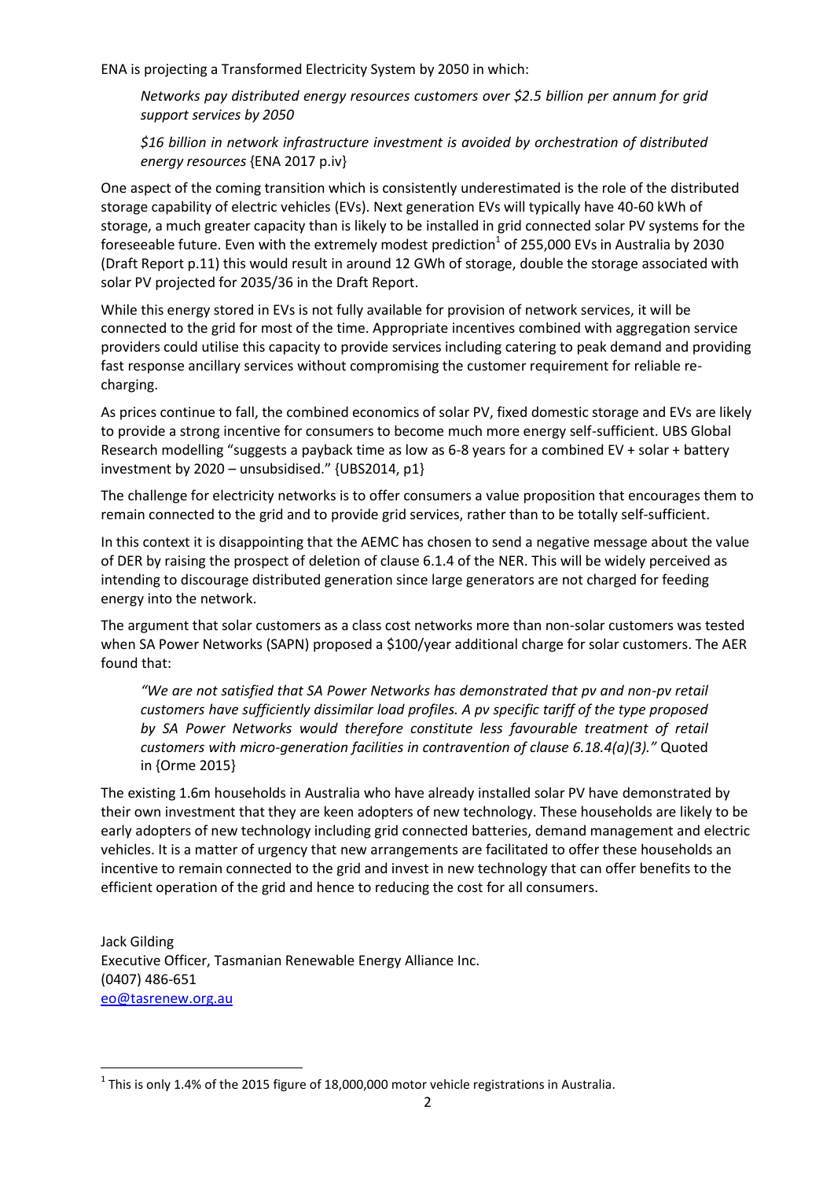ENA is projecting a Transformed Electricity System by 2050 in which:

> *Networks pay distributed energy resources customers over $2.5 billion per annum for grid support services by 2050*
>
> *$16 billion in network infrastructure investment is avoided by orchestration of distributed energy resources* {ENA 2017 p.iv}

One aspect of the coming transition which is consistently underestimated is the role of the distributed storage capability of electric vehicles (EVs). Next generation EVs will typically have 40-60 kWh of storage, a much greater capacity than is likely to be installed in grid connected solar PV systems for the foreseeable future. Even with the extremely modest prediction[1] of 255,000 EVs in Australia by 2030 (Draft Report p.11) this would result in around 12 GWh of storage, double the storage associated with solar PV projected for 2035/36 in the Draft Report.

While this energy stored in EVs is not fully available for provision of network services, it will be connected to the grid for most of the time. Appropriate incentives combined with aggregation service providers could utilise this capacity to provide services including catering to peak demand and providing fast response ancillary services without compromising the customer requirement for reliable re-charging.

As prices continue to fall, the combined economics of solar PV, fixed domestic storage and EVs are likely to provide a strong incentive for consumers to become much more energy self-sufficient. UBS Global Research modelling "suggests a payback time as low as 6-8 years for a combined EV + solar + battery investment by 2020 – unsubsidised." {UBS2014, p1}

The challenge for electricity networks is to offer consumers a value proposition that encourages them to remain connected to the grid and to provide grid services, rather than to be totally self-sufficient.

In this context it is disappointing that the AEMC has chosen to send a negative message about the value of DER by raising the prospect of deletion of clause 6.1.4 of the NER. This will be widely perceived as intending to discourage distributed generation since large generators are not charged for feeding energy into the network.

The argument that solar customers as a class cost networks more than non-solar customers was tested when SA Power Networks (SAPN) proposed a $100/year additional charge for solar customers. The AER found that:

> *"We are not satisfied that SA Power Networks has demonstrated that pv and non-pv retail customers have sufficiently dissimilar load profiles. A pv specific tariff of the type proposed by SA Power Networks would therefore constitute less favourable treatment of retail customers with micro-generation facilities in contravention of clause 6.18.4(a)(3)."* Quoted in {Orme 2015}

The existing 1.6m households in Australia who have already installed solar PV have demonstrated by their own investment that they are keen adopters of new technology. These households are likely to be early adopters of new technology including grid connected batteries, demand management and electric vehicles. It is a matter of urgency that new arrangements are facilitated to offer these households an incentive to remain connected to the grid and invest in new technology that can offer benefits to the efficient operation of the grid and hence to reducing the cost for all consumers.

Jack Gilding
Executive Officer, Tasmanian Renewable Energy Alliance Inc.
(0407) 486-651
eo@tasrenew.org.au

---

[1] This is only 1.4% of the 2015 figure of 18,000,000 motor vehicle registrations in Australia.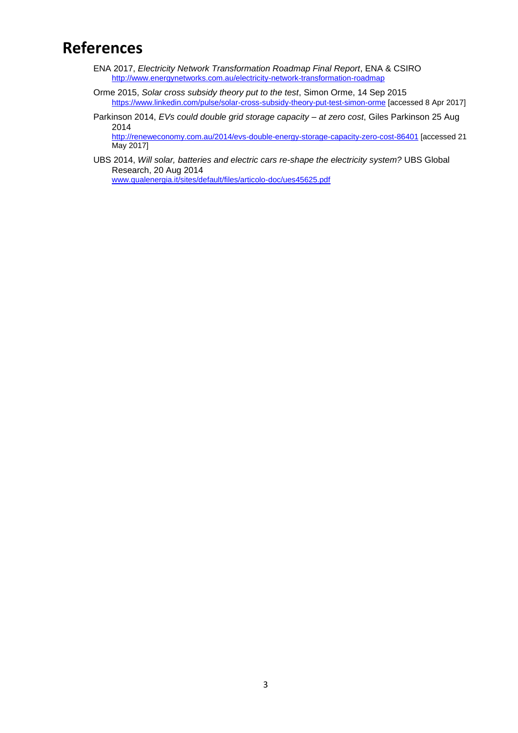# References

ENA 2017, *Electricity Network Transformation Roadmap Final Report*, ENA & CSIRO
http://www.energynetworks.com.au/electricity-network-transformation-roadmap

Orme 2015, *Solar cross subsidy theory put to the test*, Simon Orme, 14 Sep 2015
https://www.linkedin.com/pulse/solar-cross-subsidy-theory-put-test-simon-orme [accessed 8 Apr 2017]

Parkinson 2014, *EVs could double grid storage capacity – at zero cost*, Giles Parkinson 25 Aug 2014
http://reneweconomy.com.au/2014/evs-double-energy-storage-capacity-zero-cost-86401 [accessed 21 May 2017]

UBS 2014, *Will solar, batteries and electric cars re-shape the electricity system?* UBS Global Research, 20 Aug 2014
www.qualenergia.it/sites/default/files/articolo-doc/ues45625.pdf